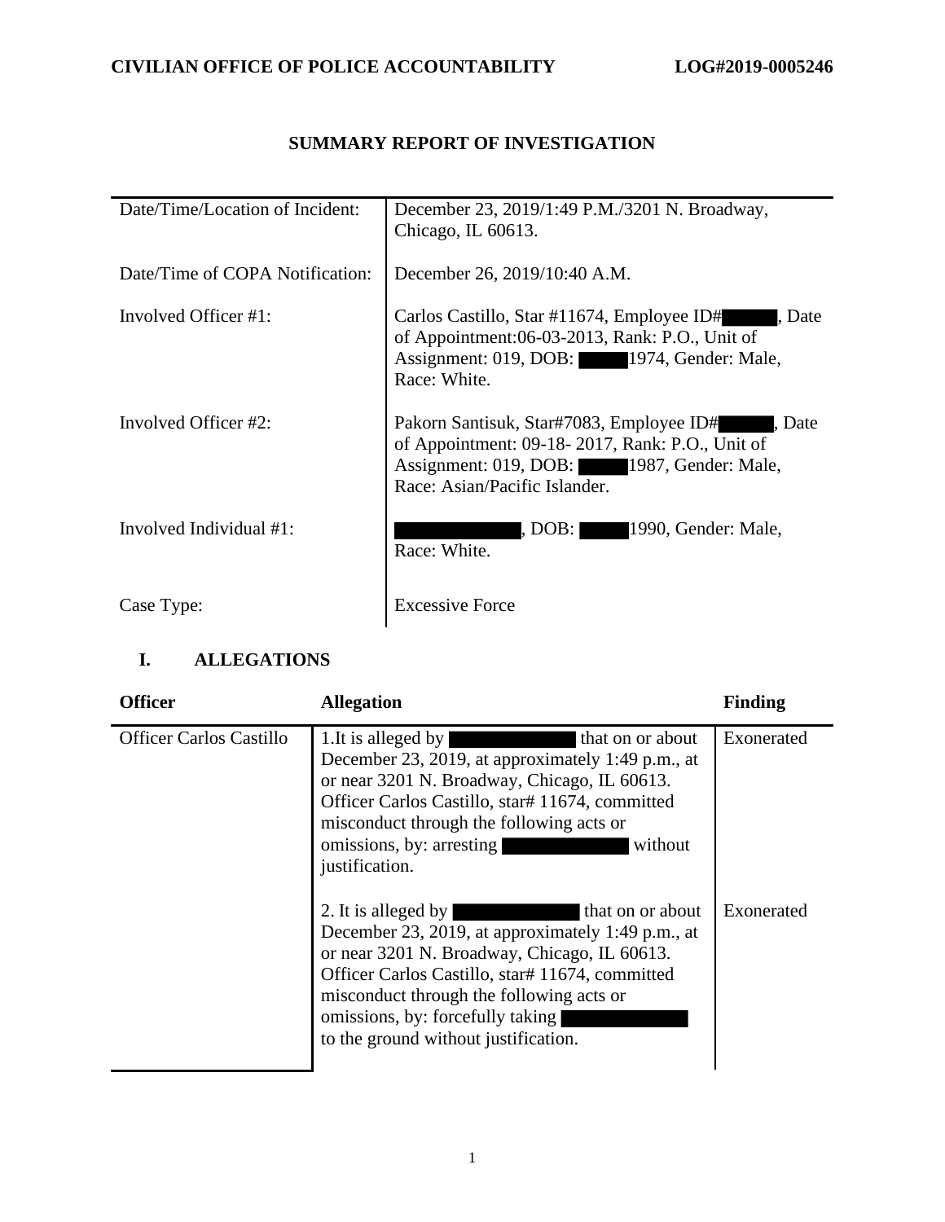**CIVILIAN OFFICE OF POLICE ACCOUNTABILITY** **LOG#2019-0005246**

## SUMMARY REPORT OF INVESTIGATION

| | |
|---|---|
| Date/Time/Location of Incident: | December 23, 2019/1:49 P.M./3201 N. Broadway, Chicago, IL 60613. |
| Date/Time of COPA Notification: | December 26, 2019/10:40 A.M. |
| Involved Officer #1: | Carlos Castillo, Star #11674, Employee ID# ████, Date of Appointment:06-03-2013, Rank: P.O., Unit of Assignment: 019, DOB: ████1974, Gender: Male, Race: White. |
| Involved Officer #2: | Pakorn Santisuk, Star#7083, Employee ID# ████, Date of Appointment: 09-18- 2017, Rank: P.O., Unit of Assignment: 019, DOB: ████1987, Gender: Male, Race: Asian/Pacific Islander. |
| Involved Individual #1: | ████████, DOB: ████1990, Gender: Male, Race: White. |
| Case Type: | Excessive Force |

## I. ALLEGATIONS

| Officer | Allegation | Finding |
|---|---|---|
| Officer Carlos Castillo | 1.It is alleged by ████████ that on or about December 23, 2019, at approximately 1:49 p.m., at or near 3201 N. Broadway, Chicago, IL 60613. Officer Carlos Castillo, star# 11674, committed misconduct through the following acts or omissions, by: arresting ████████ without justification. | Exonerated |
| | 2. It is alleged by ████████ that on or about December 23, 2019, at approximately 1:49 p.m., at or near 3201 N. Broadway, Chicago, IL 60613. Officer Carlos Castillo, star# 11674, committed misconduct through the following acts or omissions, by: forcefully taking ████████ to the ground without justification. | Exonerated |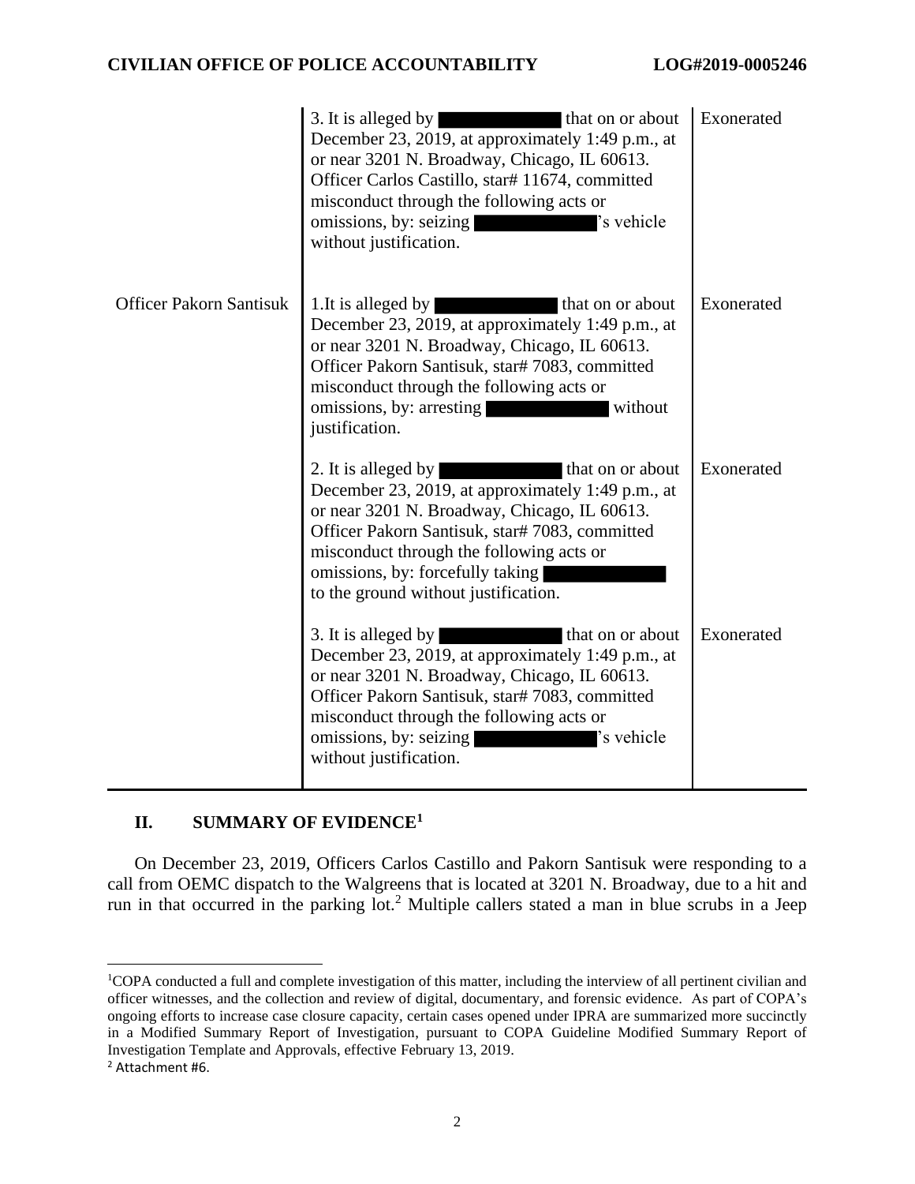| | | |
|---|---|---|
| | 3. It is alleged by ████████ that on or about December 23, 2019, at approximately 1:49 p.m., at or near 3201 N. Broadway, Chicago, IL 60613. Officer Carlos Castillo, star# 11674, committed misconduct through the following acts or omissions, by: seizing ████████'s vehicle without justification. | Exonerated |
| Officer Pakorn Santisuk | 1.It is alleged by ████████ that on or about December 23, 2019, at approximately 1:49 p.m., at or near 3201 N. Broadway, Chicago, IL 60613. Officer Pakorn Santisuk, star# 7083, committed misconduct through the following acts or omissions, by: arresting ████████ without justification. | Exonerated |
| | 2. It is alleged by ████████ that on or about December 23, 2019, at approximately 1:49 p.m., at or near 3201 N. Broadway, Chicago, IL 60613. Officer Pakorn Santisuk, star# 7083, committed misconduct through the following acts or omissions, by: forcefully taking ████████ to the ground without justification. | Exonerated |
| | 3. It is alleged by ████████ that on or about December 23, 2019, at approximately 1:49 p.m., at or near 3201 N. Broadway, Chicago, IL 60613. Officer Pakorn Santisuk, star# 7083, committed misconduct through the following acts or omissions, by: seizing ████████'s vehicle without justification. | Exonerated |

## II. SUMMARY OF EVIDENCE[1]

On December 23, 2019, Officers Carlos Castillo and Pakorn Santisuk were responding to a call from OEMC dispatch to the Walgreens that is located at 3201 N. Broadway, due to a hit and run in that occurred in the parking lot.[2] Multiple callers stated a man in blue scrubs in a Jeep

---

[1] COPA conducted a full and complete investigation of this matter, including the interview of all pertinent civilian and officer witnesses, and the collection and review of digital, documentary, and forensic evidence. As part of COPA's ongoing efforts to increase case closure capacity, certain cases opened under IPRA are summarized more succinctly in a Modified Summary Report of Investigation, pursuant to COPA Guideline Modified Summary Report of Investigation Template and Approvals, effective February 13, 2019.

[2] Attachment #6.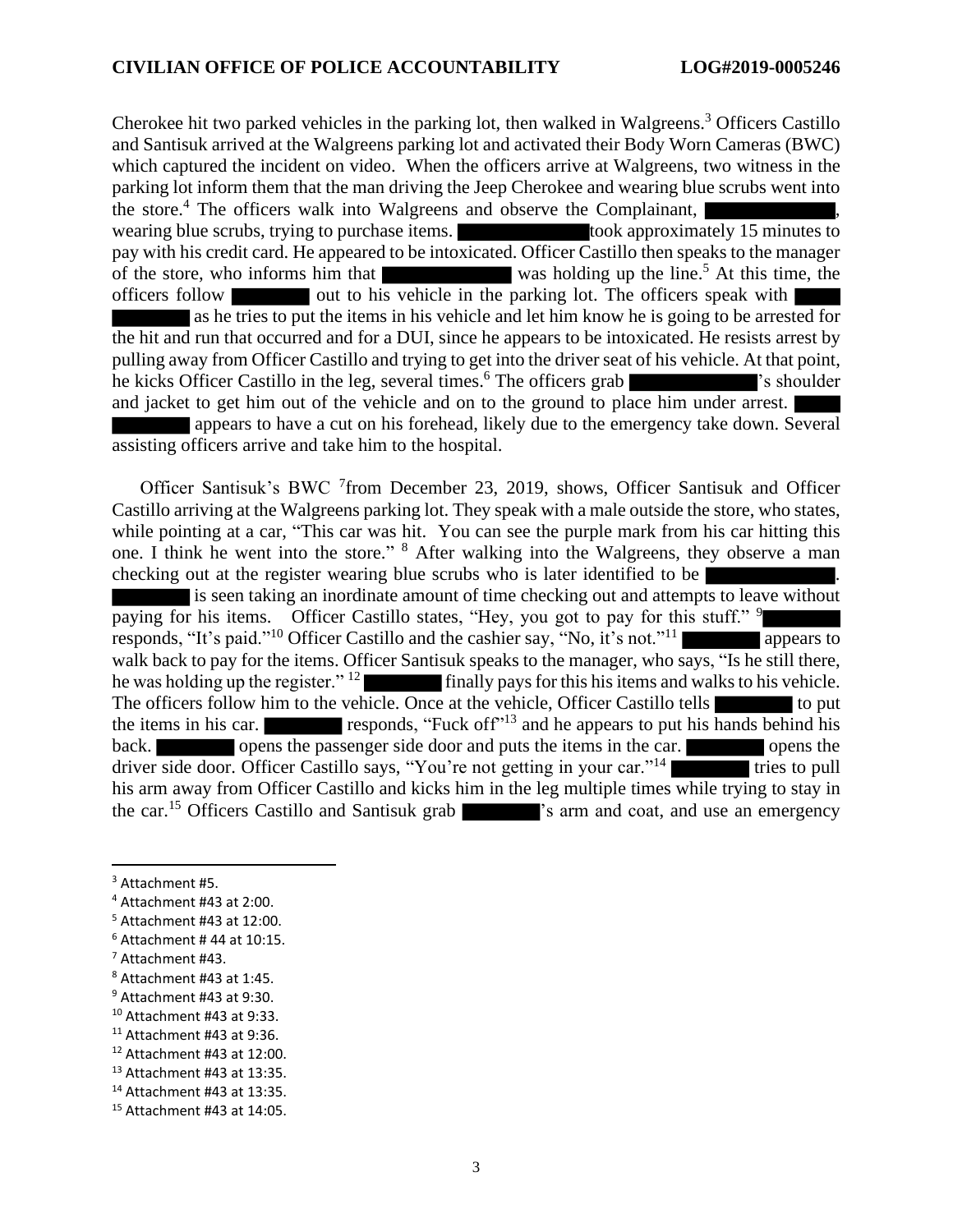Cherokee hit two parked vehicles in the parking lot, then walked in Walgreens.[3] Officers Castillo and Santisuk arrived at the Walgreens parking lot and activated their Body Worn Cameras (BWC) which captured the incident on video. When the officers arrive at Walgreens, two witness in the parking lot inform them that the man driving the Jeep Cherokee and wearing blue scrubs went into the store.[4] The officers walk into Walgreens and observe the Complainant, ██████████, wearing blue scrubs, trying to purchase items. ██████████ took approximately 15 minutes to pay with his credit card. He appeared to be intoxicated. Officer Castillo then speaks to the manager of the store, who informs him that ██████████ was holding up the line.[5] At this time, the officers follow ██████ out to his vehicle in the parking lot. The officers speak with ██████████ as he tries to put the items in his vehicle and let him know he is going to be arrested for the hit and run that occurred and for a DUI, since he appears to be intoxicated. He resists arrest by pulling away from Officer Castillo and trying to get into the driver seat of his vehicle. At that point, he kicks Officer Castillo in the leg, several times.[6] The officers grab ██████████'s shoulder and jacket to get him out of the vehicle and on to the ground to place him under arrest. ██████████ appears to have a cut on his forehead, likely due to the emergency take down. Several assisting officers arrive and take him to the hospital.

Officer Santisuk's BWC [7]from December 23, 2019, shows, Officer Santisuk and Officer Castillo arriving at the Walgreens parking lot. They speak with a male outside the store, who states, while pointing at a car, "This car was hit. You can see the purple mark from his car hitting this one. I think he went into the store." [8] After walking into the Walgreens, they observe a man checking out at the register wearing blue scrubs who is later identified to be ██████████. ██████ is seen taking an inordinate amount of time checking out and attempts to leave without paying for his items. Officer Castillo states, "Hey, you got to pay for this stuff." [9]██████ responds, "It's paid."[10] Officer Castillo and the cashier say, "No, it's not."[11] ██████ appears to walk back to pay for the items. Officer Santisuk speaks to the manager, who says, "Is he still there, he was holding up the register." [12] ██████ finally pays for this his items and walks to his vehicle. The officers follow him to the vehicle. Once at the vehicle, Officer Castillo tells ██████ to put the items in his car. ██████ responds, "Fuck off"[13] and he appears to put his hands behind his back. ██████ opens the passenger side door and puts the items in the car. ██████ opens the driver side door. Officer Castillo says, "You're not getting in your car."[14] ██████ tries to pull his arm away from Officer Castillo and kicks him in the leg multiple times while trying to stay in the car.[15] Officers Castillo and Santisuk grab ██████'s arm and coat, and use an emergency

---

[3] Attachment #5.
[4] Attachment #43 at 2:00.
[5] Attachment #43 at 12:00.
[6] Attachment # 44 at 10:15.
[7] Attachment #43.
[8] Attachment #43 at 1:45.
[9] Attachment #43 at 9:30.
[10] Attachment #43 at 9:33.
[11] Attachment #43 at 9:36.
[12] Attachment #43 at 12:00.
[13] Attachment #43 at 13:35.
[14] Attachment #43 at 13:35.
[15] Attachment #43 at 14:05.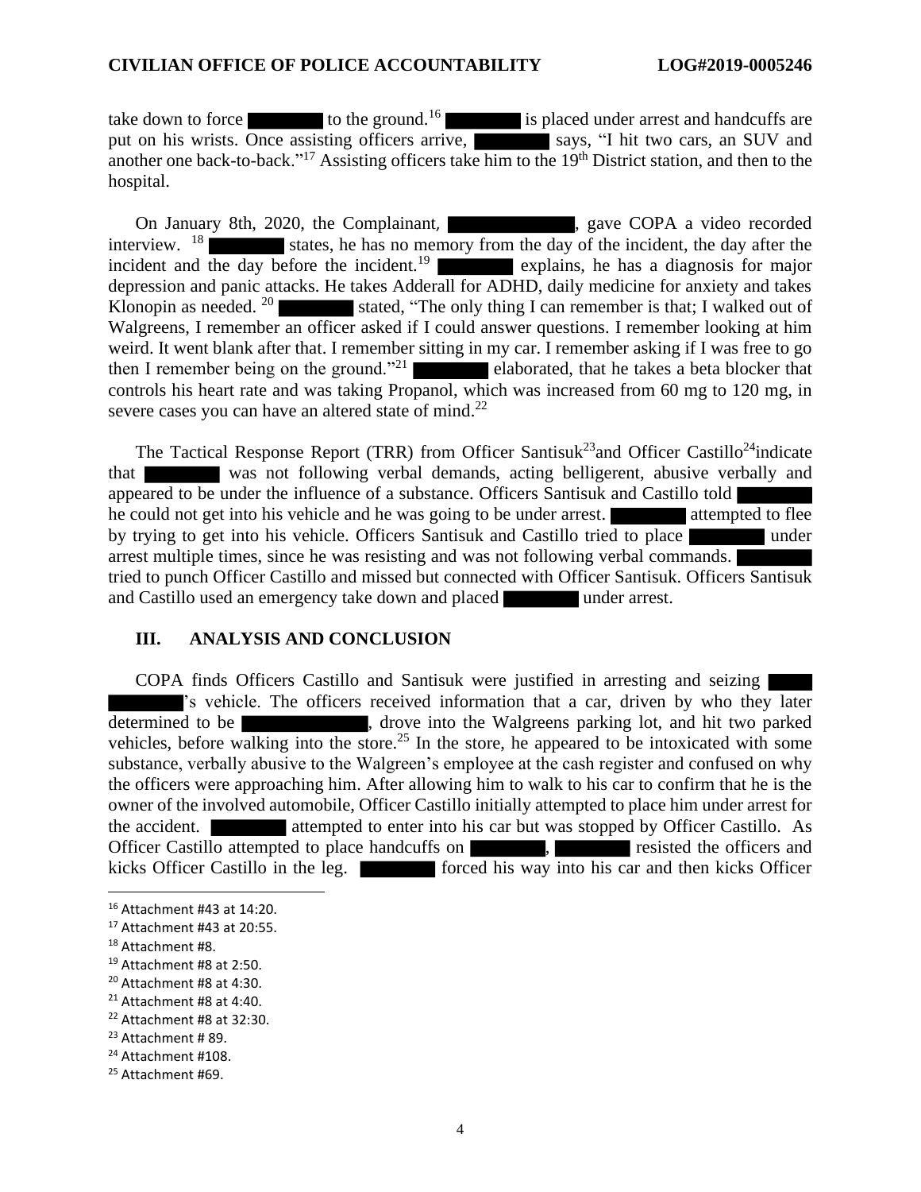take down to force ████ to the ground.[16] ████ is placed under arrest and handcuffs are put on his wrists. Once assisting officers arrive, ████ says, "I hit two cars, an SUV and another one back-to-back."[17] Assisting officers take him to the 19th District station, and then to the hospital.

On January 8th, 2020, the Complainant, ████, gave COPA a video recorded interview. [18] ████ states, he has no memory from the day of the incident, the day after the incident and the day before the incident.[19] ████ explains, he has a diagnosis for major depression and panic attacks. He takes Adderall for ADHD, daily medicine for anxiety and takes Klonopin as needed. [20] ████ stated, "The only thing I can remember is that; I walked out of Walgreens, I remember an officer asked if I could answer questions. I remember looking at him weird. It went blank after that. I remember sitting in my car. I remember asking if I was free to go then I remember being on the ground."[21] ████ elaborated, that he takes a beta blocker that controls his heart rate and was taking Propanol, which was increased from 60 mg to 120 mg, in severe cases you can have an altered state of mind.[22]

The Tactical Response Report (TRR) from Officer Santisuk[23] and Officer Castillo[24] indicate that ████ was not following verbal demands, acting belligerent, abusive verbally and appeared to be under the influence of a substance. Officers Santisuk and Castillo told ████ he could not get into his vehicle and he was going to be under arrest. ████ attempted to flee by trying to get into his vehicle. Officers Santisuk and Castillo tried to place ████ under arrest multiple times, since he was resisting and was not following verbal commands. ████ tried to punch Officer Castillo and missed but connected with Officer Santisuk. Officers Santisuk and Castillo used an emergency take down and placed ████ under arrest.

## III. ANALYSIS AND CONCLUSION

COPA finds Officers Castillo and Santisuk were justified in arresting and seizing ████'s vehicle. The officers received information that a car, driven by who they later determined to be ████, drove into the Walgreens parking lot, and hit two parked vehicles, before walking into the store.[25] In the store, he appeared to be intoxicated with some substance, verbally abusive to the Walgreen's employee at the cash register and confused on why the officers were approaching him. After allowing him to walk to his car to confirm that he is the owner of the involved automobile, Officer Castillo initially attempted to place him under arrest for the accident. ████ attempted to enter into his car but was stopped by Officer Castillo. As Officer Castillo attempted to place handcuffs on ████, ████ resisted the officers and kicks Officer Castillo in the leg. ████ forced his way into his car and then kicks Officer

---

[16] Attachment #43 at 14:20.
[17] Attachment #43 at 20:55.
[18] Attachment #8.
[19] Attachment #8 at 2:50.
[20] Attachment #8 at 4:30.
[21] Attachment #8 at 4:40.
[22] Attachment #8 at 32:30.
[23] Attachment # 89.
[24] Attachment #108.
[25] Attachment #69.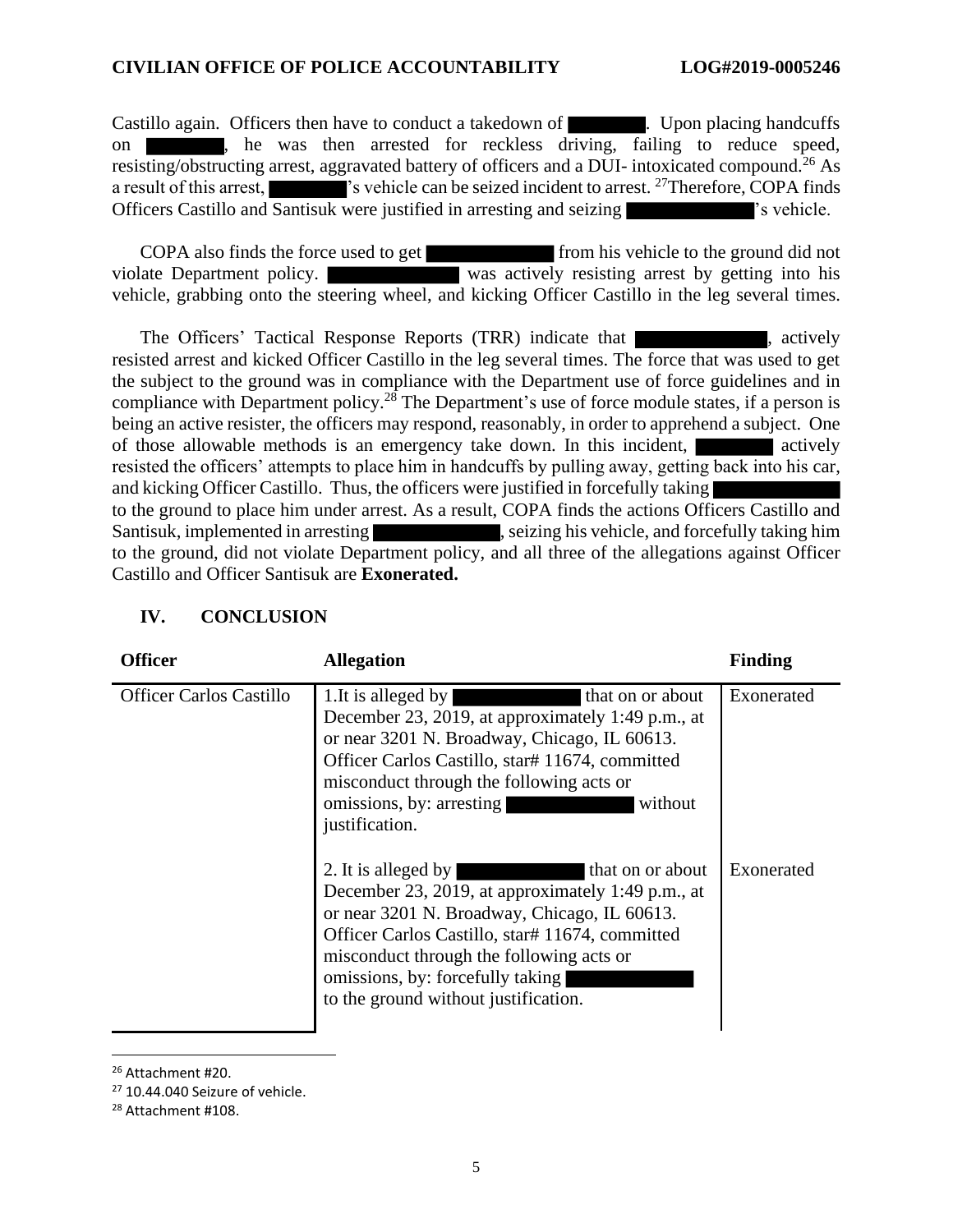Castillo again. Officers then have to conduct a takedown of ████. Upon placing handcuffs on ████, he was then arrested for reckless driving, failing to reduce speed, resisting/obstructing arrest, aggravated battery of officers and a DUI- intoxicated compound.[26] As a result of this arrest, ████'s vehicle can be seized incident to arrest. [27]Therefore, COPA finds Officers Castillo and Santisuk were justified in arresting and seizing ████'s vehicle.

COPA also finds the force used to get ████ from his vehicle to the ground did not violate Department policy. ████ was actively resisting arrest by getting into his vehicle, grabbing onto the steering wheel, and kicking Officer Castillo in the leg several times.

The Officers' Tactical Response Reports (TRR) indicate that ████, actively resisted arrest and kicked Officer Castillo in the leg several times. The force that was used to get the subject to the ground was in compliance with the Department use of force guidelines and in compliance with Department policy.[28] The Department's use of force module states, if a person is being an active resister, the officers may respond, reasonably, in order to apprehend a subject. One of those allowable methods is an emergency take down. In this incident, ████ actively resisted the officers' attempts to place him in handcuffs by pulling away, getting back into his car, and kicking Officer Castillo. Thus, the officers were justified in forcefully taking ████ to the ground to place him under arrest. As a result, COPA finds the actions Officers Castillo and Santisuk, implemented in arresting ████, seizing his vehicle, and forcefully taking him to the ground, did not violate Department policy, and all three of the allegations against Officer Castillo and Officer Santisuk are **Exonerated.**

## IV. CONCLUSION

| Officer | Allegation | Finding |
|---|---|---|
| Officer Carlos Castillo | 1.It is alleged by ████ that on or about December 23, 2019, at approximately 1:49 p.m., at or near 3201 N. Broadway, Chicago, IL 60613. Officer Carlos Castillo, star# 11674, committed misconduct through the following acts or omissions, by: arresting ████ without justification. | Exonerated |
| | 2. It is alleged by ████ that on or about December 23, 2019, at approximately 1:49 p.m., at or near 3201 N. Broadway, Chicago, IL 60613. Officer Carlos Castillo, star# 11674, committed misconduct through the following acts or omissions, by: forcefully taking ████ to the ground without justification. | Exonerated |

[26] Attachment #20.

[27] 10.44.040 Seizure of vehicle.

[28] Attachment #108.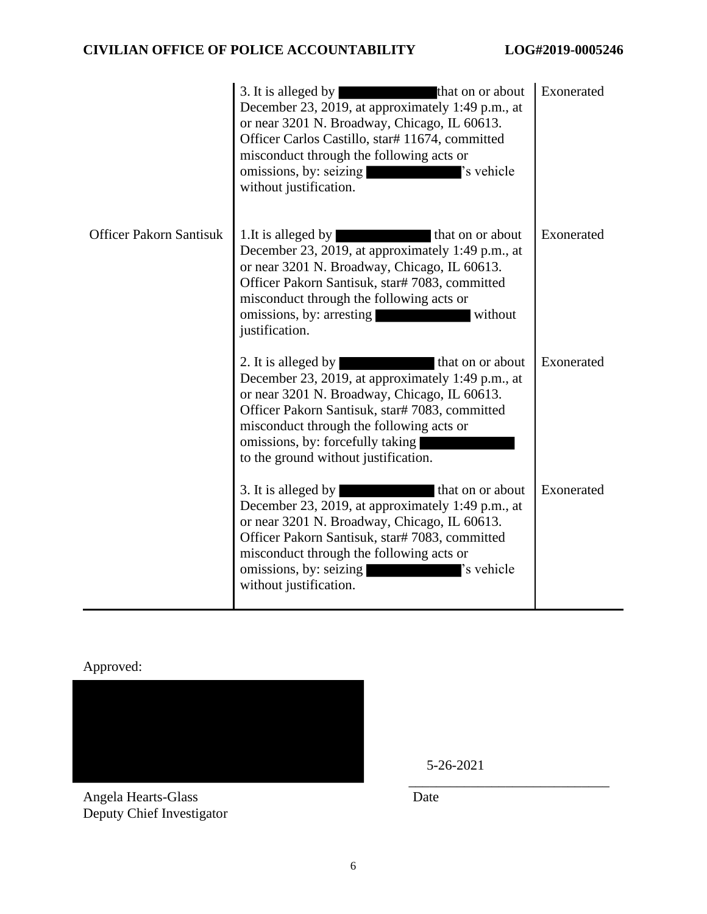| | | |
|---|---|---|
| | 3. It is alleged by [REDACTED] that on or about December 23, 2019, at approximately 1:49 p.m., at or near 3201 N. Broadway, Chicago, IL 60613. Officer Carlos Castillo, star# 11674, committed misconduct through the following acts or omissions, by: seizing [REDACTED]'s vehicle without justification. | Exonerated |
| Officer Pakorn Santisuk | 1.It is alleged by [REDACTED] that on or about December 23, 2019, at approximately 1:49 p.m., at or near 3201 N. Broadway, Chicago, IL 60613. Officer Pakorn Santisuk, star# 7083, committed misconduct through the following acts or omissions, by: arresting [REDACTED] without justification. | Exonerated |
| | 2. It is alleged by [REDACTED] that on or about December 23, 2019, at approximately 1:49 p.m., at or near 3201 N. Broadway, Chicago, IL 60613. Officer Pakorn Santisuk, star# 7083, committed misconduct through the following acts or omissions, by: forcefully taking [REDACTED] to the ground without justification. | Exonerated |
| | 3. It is alleged by [REDACTED] that on or about December 23, 2019, at approximately 1:49 p.m., at or near 3201 N. Broadway, Chicago, IL 60613. Officer Pakorn Santisuk, star# 7083, committed misconduct through the following acts or omissions, by: seizing [REDACTED]'s vehicle without justification. | Exonerated |

Approved:

[REDACTED]

Angela Hearts-Glass
Deputy Chief Investigator

5-26-2021

Date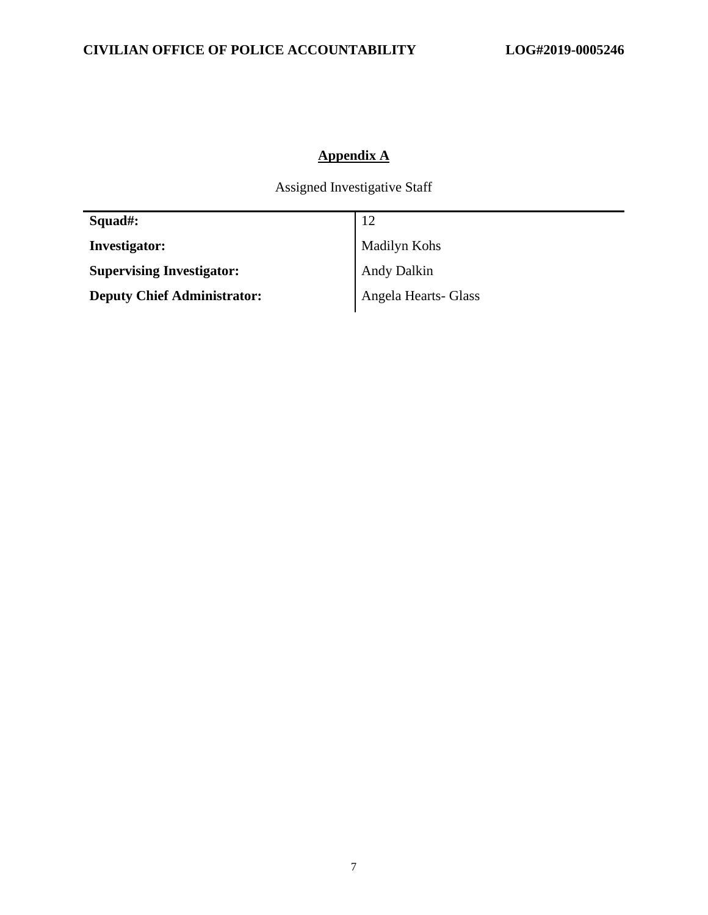## Appendix A

Assigned Investigative Staff

| | |
|---|---|
| **Squad#:** | 12 |
| **Investigator:** | Madilyn Kohs |
| **Supervising Investigator:** | Andy Dalkin |
| **Deputy Chief Administrator:** | Angela Hearts- Glass |